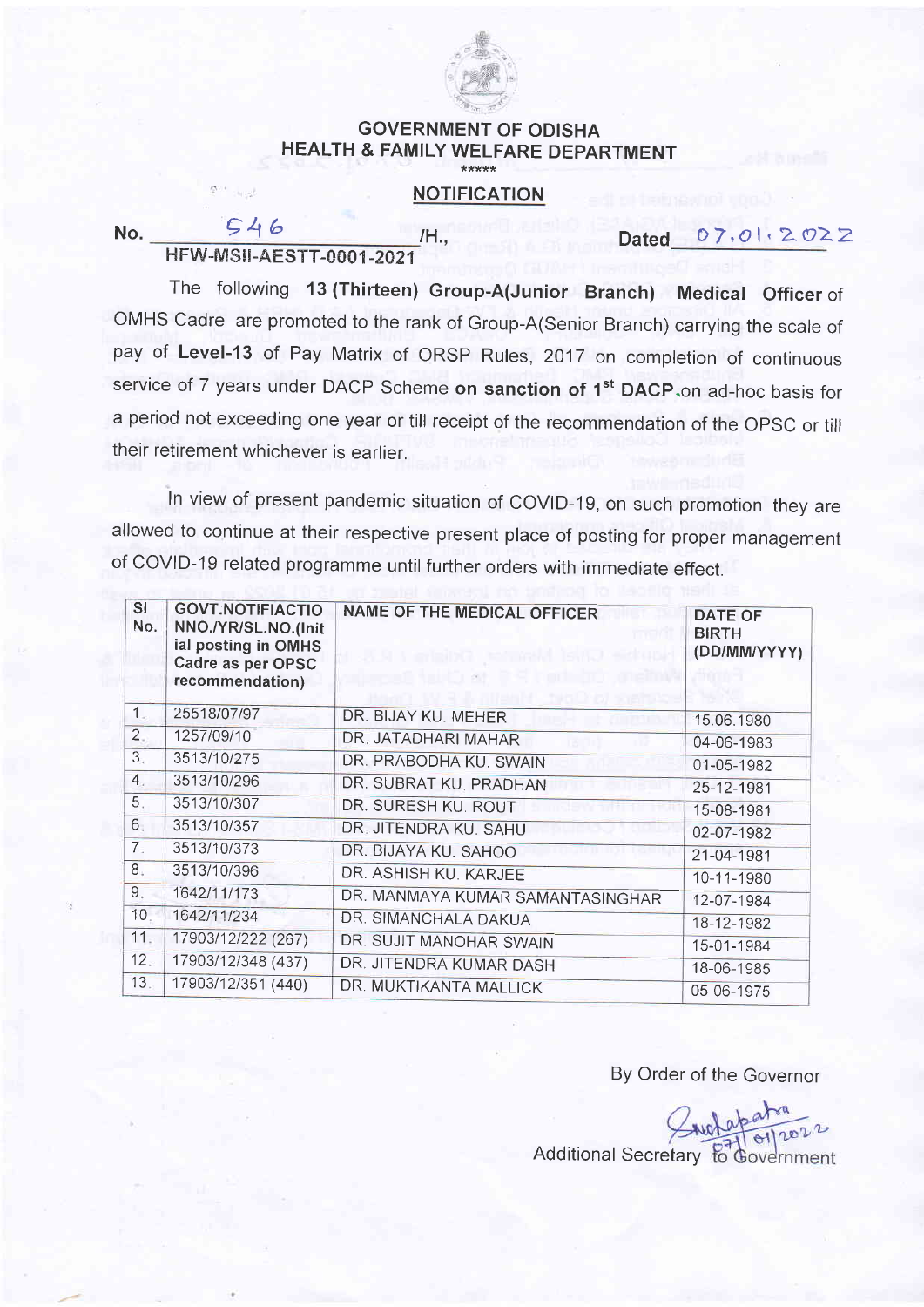# GOVERNMENT OF ODISHA
## HEALTH & FAMILY WELFARE DEPARTMENT

\*\*\*\*\*

### NOTIFICATION

No. 546 /H., Dated 07.01.2022

HFW-MSII-AESTT-0001-2021

The following **13 (Thirteen) Group-A(Junior Branch) Medical Officer** of OMHS Cadre are promoted to the rank of Group-A(Senior Branch) carrying the scale of pay of **Level-13** of Pay Matrix of ORSP Rules, 2017 on completion of continuous service of 7 years under DACP Scheme **on sanction of 1st DACP** on ad-hoc basis for a period not exceeding one year or till receipt of the recommendation of the OPSC or till their retirement whichever is earlier.

In view of present pandemic situation of COVID-19, on such promotion they are allowed to continue at their respective present place of posting for proper management of COVID-19 related programme until further orders with immediate effect.

| Sl No. | GOVT.NOTIFIACTIONNO./YR/SL.NO.(Initial posting in OMHS Cadre as per OPSC recommendation) | NAME OF THE MEDICAL OFFICER | DATE OF BIRTH (DD/MM/YYYY) |
|---|---|---|---|
| 1. | 25518/07/97 | DR. BIJAY KU. MEHER | 15.06.1980 |
| 2. | 1257/09/10 | DR. JATADHARI MAHAR | 04-06-1983 |
| 3. | 3513/10/275 | DR. PRABODHA KU. SWAIN | 01-05-1982 |
| 4. | 3513/10/296 | DR. SUBRAT KU. PRADHAN | 25-12-1981 |
| 5. | 3513/10/307 | DR. SURESH KU. ROUT | 15-08-1981 |
| 6. | 3513/10/357 | DR. JITENDRA KU. SAHU | 02-07-1982 |
| 7. | 3513/10/373 | DR. BIJAYA KU. SAHOO | 21-04-1981 |
| 8. | 3513/10/396 | DR. ASHISH KU. KARJEE | 10-11-1980 |
| 9. | 1642/11/173 | DR. MANMAYA KUMAR SAMANTASINGHAR | 12-07-1984 |
| 10. | 1642/11/234 | DR. SIMANCHALA DAKUA | 18-12-1982 |
| 11. | 17903/12/222 (267) | DR. SUJIT MANOHAR SWAIN | 15-01-1984 |
| 12. | 17903/12/348 (437) | DR. JITENDRA KUMAR DASH | 18-06-1985 |
| 13. | 17903/12/351 (440) | DR. MUKTIKANTA MALLICK | 05-06-1975 |

By Order of the Governor

Additional Secretary to Government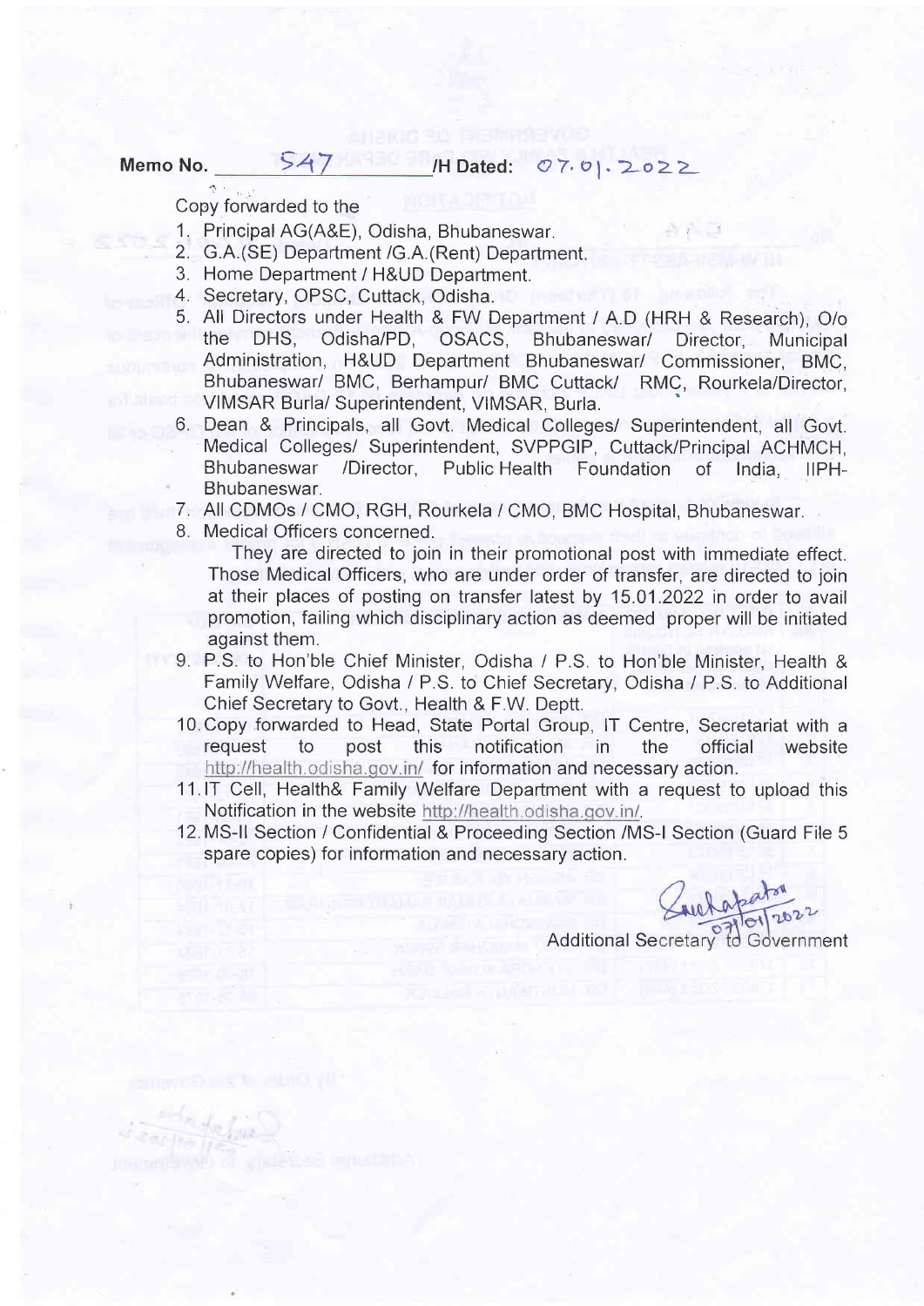**Memo No.** 547 /H Dated: 07.01.2022

Copy forwarded to the

1. Principal AG(A&E), Odisha, Bhubaneswar.
2. G.A.(SE) Department /G.A.(Rent) Department.
3. Home Department / H&UD Department.
4. Secretary, OPSC, Cuttack, Odisha.
5. All Directors under Health & FW Department / A.D (HRH & Research), O/o the DHS, Odisha/PD, OSACS, Bhubaneswar/ Director, Municipal Administration, H&UD Department Bhubaneswar/ Commissioner, BMC, Bhubaneswar/ BMC, Berhampur/ BMC Cuttack/ RMC, Rourkela/Director, VIMSAR Burla/ Superintendent, VIMSAR, Burla.
6. Dean & Principals, all Govt. Medical Colleges/ Superintendent, all Govt. Medical Colleges/ Superintendent, SVPPGIP, Cuttack/Principal ACHMCH, Bhubaneswar /Director, Public Health Foundation of India, IIPH-Bhubaneswar.
7. All CDMOs / CMO, RGH, Rourkela / CMO, BMC Hospital, Bhubaneswar.
8. Medical Officers concerned.
   They are directed to join in their promotional post with immediate effect. Those Medical Officers, who are under order of transfer, are directed to join at their places of posting on transfer latest by 15.01.2022 in order to avail promotion, failing which disciplinary action as deemed proper will be initiated against them.
9. P.S. to Hon'ble Chief Minister, Odisha / P.S. to Hon'ble Minister, Health & Family Welfare, Odisha / P.S. to Chief Secretary, Odisha / P.S. to Additional Chief Secretary to Govt., Health & F.W. Deptt.
10. Copy forwarded to Head, State Portal Group, IT Centre, Secretariat with a request to post this notification in the official website http://health.odisha.gov.in/ for information and necessary action.
11. IT Cell, Health& Family Welfare Department with a request to upload this Notification in the website http://health.odisha.gov.in/.
12. MS-II Section / Confidential & Proceeding Section /MS-I Section (Guard File 5 spare copies) for information and necessary action.

07/01/2022

Additional Secretary to Government